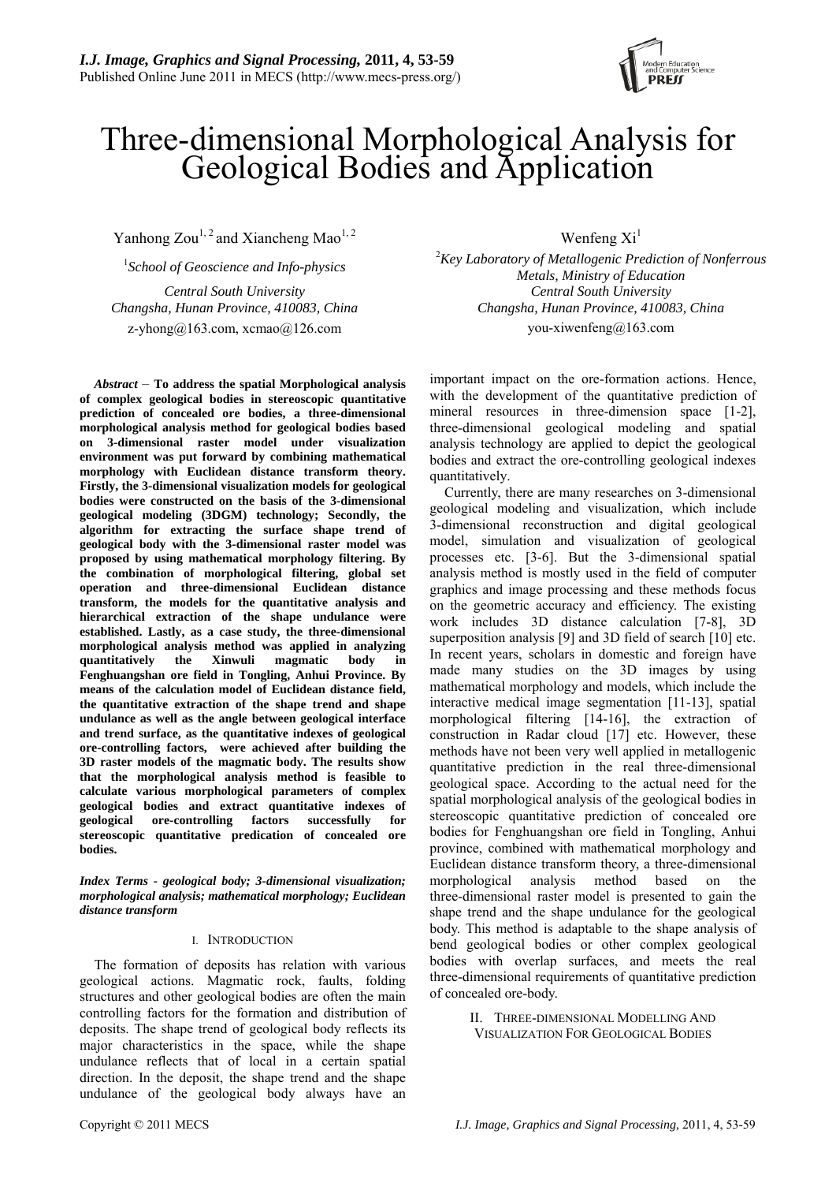# Three-dimensional Morphological Analysis for Geological Bodies and Application

Yanhong Zou[1, 2] and Xiancheng Mao[1, 2]

[1]*School of Geoscience and Info-physics*

*Central South University*

*Changsha, Hunan Province, 410083, China*

z-yhong@163.com, xcmao@126.com

Wenfeng Xi[1]

[2]*Key Laboratory of Metallogenic Prediction of Nonferrous Metals, Ministry of Education*

*Central South University*

*Changsha, Hunan Province, 410083, China*

you-xiwenfeng@163.com

***Abstract*** – **To address the spatial Morphological analysis of complex geological bodies in stereoscopic quantitative prediction of concealed ore bodies, a three-dimensional morphological analysis method for geological bodies based on 3-dimensional raster model under visualization environment was put forward by combining mathematical morphology with Euclidean distance transform theory. Firstly, the 3-dimensional visualization models for geological bodies were constructed on the basis of the 3-dimensional geological modeling (3DGM) technology; Secondly, the algorithm for extracting the surface shape trend of geological body with the 3-dimensional raster model was proposed by using mathematical morphology filtering. By the combination of morphological filtering, global set operation and three-dimensional Euclidean distance transform, the models for the quantitative analysis and hierarchical extraction of the shape undulance were established. Lastly, as a case study, the three-dimensional morphological analysis method was applied in analyzing quantitatively the Xinwuli magmatic body in Fenghuangshan ore field in Tongling, Anhui Province. By means of the calculation model of Euclidean distance field, the quantitative extraction of the shape trend and shape undulance as well as the angle between geological interface and trend surface, as the quantitative indexes of geological ore-controlling factors, were achieved after building the 3D raster models of the magmatic body. The results show that the morphological analysis method is feasible to calculate various morphological parameters of complex geological bodies and extract quantitative indexes of geological ore-controlling factors successfully for stereoscopic quantitative predication of concealed ore bodies.**

***Index Terms - geological body; 3-dimensional visualization; morphological analysis; mathematical morphology; Euclidean distance transform***

## I. Introduction

The formation of deposits has relation with various geological actions. Magmatic rock, faults, folding structures and other geological bodies are often the main controlling factors for the formation and distribution of deposits. The shape trend of geological body reflects its major characteristics in the space, while the shape undulance reflects that of local in a certain spatial direction. In the deposit, the shape trend and the shape undulance of the geological body always have an important impact on the ore-formation actions. Hence, with the development of the quantitative prediction of mineral resources in three-dimension space [1-2], three-dimensional geological modeling and spatial analysis technology are applied to depict the geological bodies and extract the ore-controlling geological indexes quantitatively.

Currently, there are many researches on 3-dimensional geological modeling and visualization, which include 3-dimensional reconstruction and digital geological model, simulation and visualization of geological processes etc. [3-6]. But the 3-dimensional spatial analysis method is mostly used in the field of computer graphics and image processing and these methods focus on the geometric accuracy and efficiency. The existing work includes 3D distance calculation [7-8], 3D superposition analysis [9] and 3D field of search [10] etc. In recent years, scholars in domestic and foreign have made many studies on the 3D images by using mathematical morphology and models, which include the interactive medical image segmentation [11-13], spatial morphological filtering [14-16], the extraction of construction in Radar cloud [17] etc. However, these methods have not been very well applied in metallogenic quantitative prediction in the real three-dimensional geological space. According to the actual need for the spatial morphological analysis of the geological bodies in stereoscopic quantitative prediction of concealed ore bodies for Fenghuangshan ore field in Tongling, Anhui province, combined with mathematical morphology and Euclidean distance transform theory, a three-dimensional morphological analysis method based on the three-dimensional raster model is presented to gain the shape trend and the shape undulance for the geological body. This method is adaptable to the shape analysis of bend geological bodies or other complex geological bodies with overlap surfaces, and meets the real three-dimensional requirements of quantitative prediction of concealed ore-body.

## II. Three-dimensional Modelling And Visualization For Geological Bodies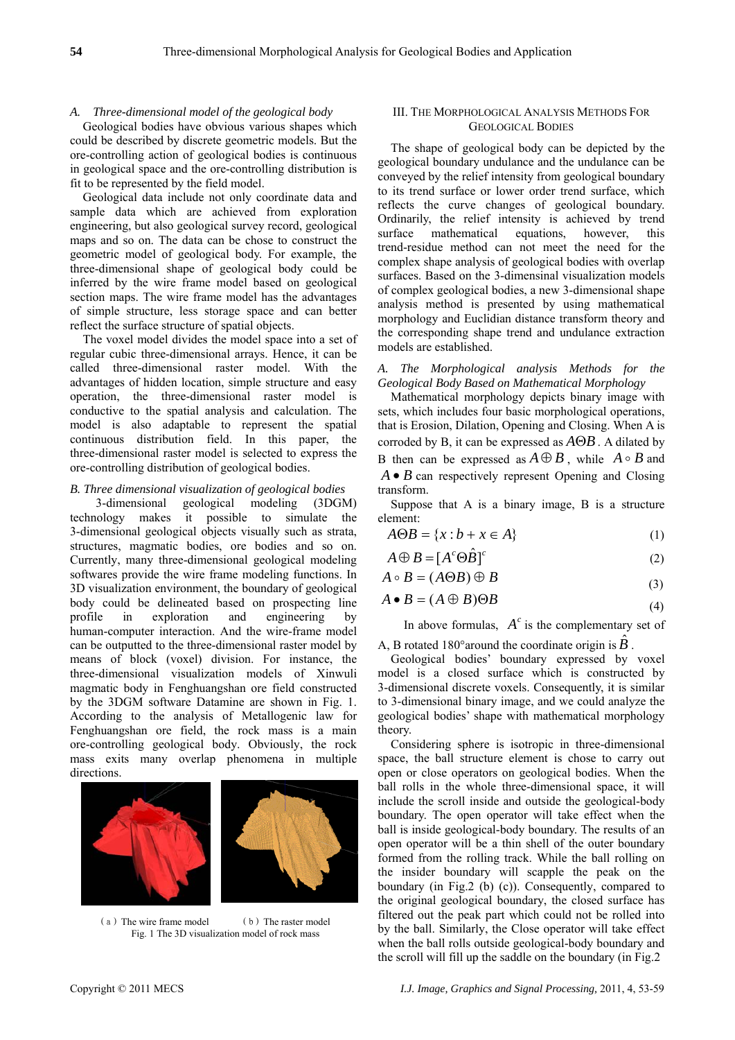### A. Three-dimensional model of the geological body

Geological bodies have obvious various shapes which could be described by discrete geometric models. But the ore-controlling action of geological bodies is continuous in geological space and the ore-controlling distribution is fit to be represented by the field model.

Geological data include not only coordinate data and sample data which are achieved from exploration engineering, but also geological survey record, geological maps and so on. The data can be chose to construct the geometric model of geological body. For example, the three-dimensional shape of geological body could be inferred by the wire frame model based on geological section maps. The wire frame model has the advantages of simple structure, less storage space and can better reflect the surface structure of spatial objects.

The voxel model divides the model space into a set of regular cubic three-dimensional arrays. Hence, it can be called three-dimensional raster model. With the advantages of hidden location, simple structure and easy operation, the three-dimensional raster model is conductive to the spatial analysis and calculation. The model is also adaptable to represent the spatial continuous distribution field. In this paper, the three-dimensional raster model is selected to express the ore-controlling distribution of geological bodies.

### B. Three dimensional visualization of geological bodies

3-dimensional geological modeling (3DGM) technology makes it possible to simulate the 3-dimensional geological objects visually such as strata, structures, magmatic bodies, ore bodies and so on. Currently, many three-dimensional geological modeling softwares provide the wire frame modeling functions. In 3D visualization environment, the boundary of geological body could be delineated based on prospecting line profile in exploration and engineering by human-computer interaction. And the wire-frame model can be outputted to the three-dimensional raster model by means of block (voxel) division. For instance, the three-dimensional visualization models of Xinwuli magmatic body in Fenghuangshan ore field constructed by the 3DGM software Datamine are shown in Fig. 1. According to the analysis of Metallogenic law for Fenghuangshan ore field, the rock mass is a main ore-controlling geological body. Obviously, the rock mass exits many overlap phenomena in multiple directions.

（a）The wire frame model （b）The raster model

Fig. 1 The 3D visualization model of rock mass

## III. The Morphological Analysis Methods For Geological Bodies

The shape of geological body can be depicted by the geological boundary undulance and the undulance can be conveyed by the relief intensity from geological boundary to its trend surface or lower order trend surface, which reflects the curve changes of geological boundary. Ordinarily, the relief intensity is achieved by trend surface mathematical equations, however, this trend-residue method can not meet the need for the complex shape analysis of geological bodies with overlap surfaces. Based on the 3-dimensinal visualization models of complex geological bodies, a new 3-dimensional shape analysis method is presented by using mathematical morphology and Euclidian distance transform theory and the corresponding shape trend and undulance extraction models are established.

### A. The Morphological analysis Methods for the Geological Body Based on Mathematical Morphology

Mathematical morphology depicts binary image with sets, which includes four basic morphological operations, that is Erosion, Dilation, Opening and Closing. When A is corroded by B, it can be expressed as $A\Theta B$. A dilated by B then can be expressed as $A\oplus B$, while $A\circ B$ and $A\bullet B$ can respectively represent Opening and Closing transform.

Suppose that A is a binary image, B is a structure element:

$$A\Theta B=\{x:b+x\in A\} \tag{1}$$

$$A\oplus B=[A^{c}\Theta\hat{B}]^{c} \tag{2}$$

$$A\circ B=(A\Theta B)\oplus B \tag{3}$$

$$A\bullet B=(A\oplus B)\Theta B \tag{4}$$

In above formulas, $A^{c}$ is the complementary set of A, B rotated 180°around the coordinate origin is $\hat{B}$.

Geological bodies' boundary expressed by voxel model is a closed surface which is constructed by 3-dimensional discrete voxels. Consequently, it is similar to 3-dimensional binary image, and we could analyze the geological bodies' shape with mathematical morphology theory.

Considering sphere is isotropic in three-dimensional space, the ball structure element is chose to carry out open or close operators on geological bodies. When the ball rolls in the whole three-dimensional space, it will include the scroll inside and outside the geological-body boundary. The open operator will take effect when the ball is inside geological-body boundary. The results of an open operator will be a thin shell of the outer boundary formed from the rolling track. While the ball rolling on the insider boundary will scapple the peak on the boundary (in Fig.2 (b) (c)). Consequently, compared to the original geological boundary, the closed surface has filtered out the peak part which could not be rolled into by the ball. Similarly, the Close operator will take effect when the ball rolls outside geological-body boundary and the scroll will fill up the saddle on the boundary (in Fig.2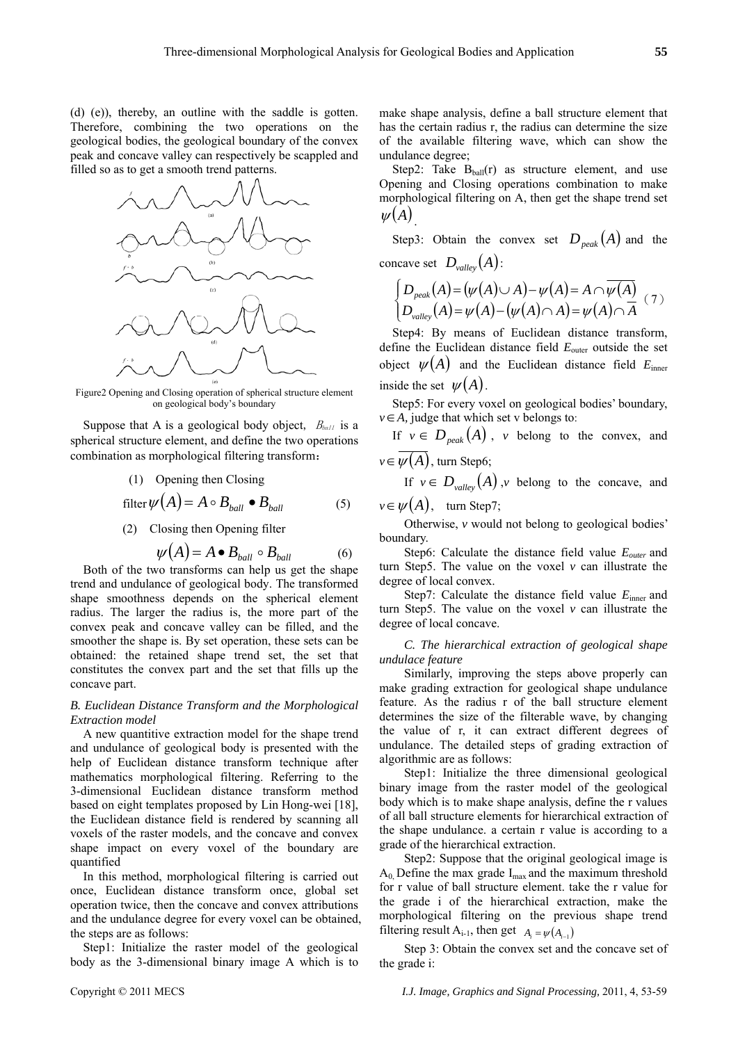(d) (e)), thereby, an outline with the saddle is gotten. Therefore, combining the two operations on the geological bodies, the geological boundary of the convex peak and concave valley can respectively be scappled and filled so as to get a smooth trend patterns.

Figure2 Opening and Closing operation of spherical structure element on geological body's boundary

Suppose that A is a geological body object, $B_{ball}$ is a spherical structure element, and define the two operations combination as morphological filtering transform：

(1) Opening then Closing

filter $\psi(A) = A \circ B_{ball} \bullet B_{ball}$ (5)

(2) Closing then Opening filter

$$\psi(A) = A \bullet B_{ball} \circ B_{ball} \quad (6)$$

Both of the two transforms can help us get the shape trend and undulance of geological body. The transformed shape smoothness depends on the spherical element radius. The larger the radius is, the more part of the convex peak and concave valley can be filled, and the smoother the shape is. By set operation, these sets can be obtained: the retained shape trend set, the set that constitutes the convex part and the set that fills up the concave part.

### *B. Euclidean Distance Transform and the Morphological Extraction model*

A new quantitive extraction model for the shape trend and undulance of geological body is presented with the help of Euclidean distance transform technique after mathematics morphological filtering. Referring to the 3-dimensional Euclidean distance transform method based on eight templates proposed by Lin Hong-wei [18], the Euclidean distance field is rendered by scanning all voxels of the raster models, and the concave and convex shape impact on every voxel of the boundary are quantified

In this method, morphological filtering is carried out once, Euclidean distance transform once, global set operation twice, then the concave and convex attributions and the undulance degree for every voxel can be obtained, the steps are as follows:

Step1: Initialize the raster model of the geological body as the 3-dimensional binary image A which is to make shape analysis, define a ball structure element that has the certain radius r, the radius can determine the size of the available filtering wave, which can show the undulance degree;

Step2: Take $B_{ball}(r)$ as structure element, and use Opening and Closing operations combination to make morphological filtering on A, then get the shape trend set $\psi(A)$.

Step3: Obtain the convex set $D_{peak}(A)$ and the concave set $D_{valley}(A)$:

$$\begin{cases} D_{peak}(A) = (\psi(A) \cup A) - \psi(A) = A \cap \overline{\psi(A)} \\ D_{valley}(A) = \psi(A) - (\psi(A) \cap A) = \psi(A) \cap \overline{A} \end{cases} \quad (7)$$

Step4: By means of Euclidean distance transform, define the Euclidean distance field $E_{outer}$ outside the set object $\psi(A)$ and the Euclidean distance field $E_{inner}$ inside the set $\psi(A)$.

Step5: For every voxel on geological bodies' boundary, $v \in A$, judge that which set v belongs to:

If $v \in D_{peak}(A)$, $v$ belong to the convex, and $v \in \overline{\psi(A)}$, turn Step6;

If $v \in D_{valley}(A)$, $v$ belong to the concave, and $v \in \psi(A)$, turn Step7;

Otherwise, $v$ would not belong to geological bodies' boundary.

Step6: Calculate the distance field value $E_{outer}$ and turn Step5. The value on the voxel $v$ can illustrate the degree of local convex.

Step7: Calculate the distance field value $E_{inner}$ and turn Step5. The value on the voxel $v$ can illustrate the degree of local concave.

### *C. The hierarchical extraction of geological shape undulace feature*

Similarly, improving the steps above properly can make grading extraction for geological shape undulance feature. As the radius r of the ball structure element determines the size of the filterable wave, by changing the value of r, it can extract different degrees of undulance. The detailed steps of grading extraction of algorithmic are as follows:

Step1: Initialize the three dimensional geological binary image from the raster model of the geological body which is to make shape analysis, define the r values of all ball structure elements for hierarchical extraction of the shape undulance. a certain r value is according to a grade of the hierarchical extraction.

Step2: Suppose that the original geological image is $A_0$, Define the max grade $I_{max}$ and the maximum threshold for r value of ball structure element. take the r value for the grade i of the hierarchical extraction, make the morphological filtering on the previous shape trend filtering result $A_{i-1}$, then get $A_i = \psi(A_{i-1})$

Step 3: Obtain the convex set and the concave set of the grade i: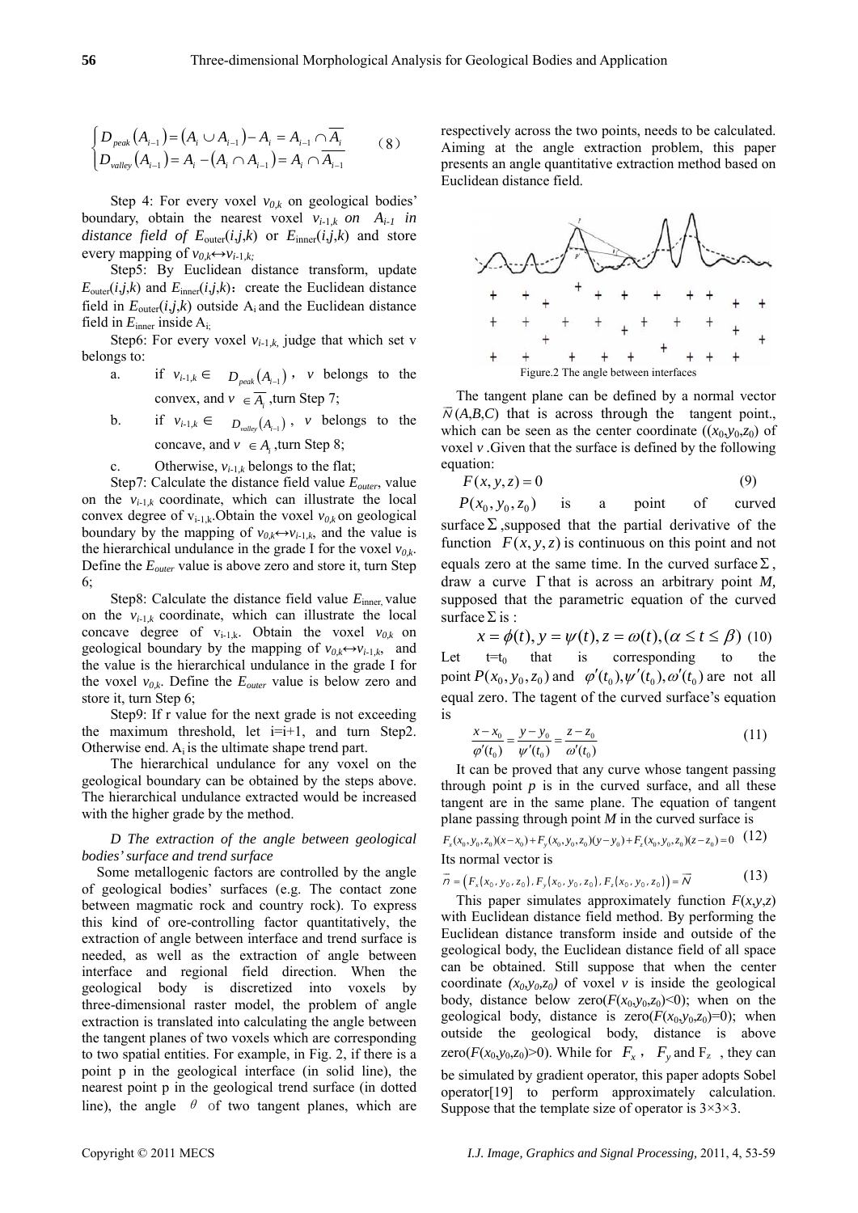$$\begin{cases} D_{peak}(A_{i-1}) = (A_i \cup A_{i-1}) - A_i = A_{i-1} \cap \overline{A_i} \\ D_{valley}(A_{i-1}) = A_i - (A_i \cap A_{i-1}) = A_i \cap \overline{A_{i-1}} \end{cases} \quad (8)$$

Step 4: For every voxel $v_{0,k}$ on geological bodies' boundary, obtain the nearest voxel $v_{i-1,k}$ *on* $A_{i-1}$ *in distance field of* $E_{outer}(i,j,k)$ or $E_{inner}(i,j,k)$ and store every mapping of $v_{0,k} \leftrightarrow v_{i-1,k}$;

Step5: By Euclidean distance transform, update $E_{outer}(i,j,k)$ and $E_{inner}(i,j,k)$: create the Euclidean distance field in $E_{outer}(i,j,k)$ outside $A_i$ and the Euclidean distance field in $E_{inner}$ inside $A_i$;

Step6: For every voxel $v_{i-1,k}$, judge that which set v belongs to:

a. if $v_{i-1,k} \in D_{peak}(A_{i-1})$, $v$ belongs to the convex, and $v \in \overline{A_i}$, turn Step 7;

b. if $v_{i-1,k} \in D_{valley}(A_{i-1})$, $v$ belongs to the concave, and $v \in A_i$, turn Step 8;

c. Otherwise, $v_{i-1,k}$ belongs to the flat;

Step7: Calculate the distance field value $E_{outer}$, value on the $v_{i-1,k}$ coordinate, which can illustrate the local convex degree of $v_{i-1,k}$. Obtain the voxel $v_{0,k}$ on geological boundary by the mapping of $v_{0,k} \leftrightarrow v_{i-1,k}$, and the value is the hierarchical undulance in the grade I for the voxel $v_{0,k}$. Define the $E_{outer}$ value is above zero and store it, turn Step 6;

Step8: Calculate the distance field value $E_{inner}$, value on the $v_{i-1,k}$ coordinate, which can illustrate the local concave degree of $v_{i-1,k}$. Obtain the voxel $v_{0,k}$ on geological boundary by the mapping of $v_{0,k} \leftrightarrow v_{i-1,k}$, and the value is the hierarchical undulance in the grade I for the voxel $v_{0,k}$. Define the $E_{outer}$ value is below zero and store it, turn Step 6;

Step9: If r value for the next grade is not exceeding the maximum threshold, let i=i+1, and turn Step2. Otherwise end. $A_i$ is the ultimate shape trend part.

The hierarchical undulance for any voxel on the geological boundary can be obtained by the steps above. The hierarchical undulance extracted would be increased with the higher grade by the method.

### *D The extraction of the angle between geological bodies' surface and trend surface*

Some metallogenic factors are controlled by the angle of geological bodies' surfaces (e.g. The contact zone between magmatic rock and country rock). To express this kind of ore-controlling factor quantitatively, the extraction of angle between interface and trend surface is needed, as well as the extraction of angle between interface and regional field direction. When the geological body is discretized into voxels by three-dimensional raster model, the problem of angle extraction is translated into calculating the angle between the tangent planes of two voxels which are corresponding to two spatial entities. For example, in Fig. 2, if there is a point p in the geological interface (in solid line), the nearest point p in the geological trend surface (in dotted line), the angle $\theta$ of two tangent planes, which are respectively across the two points, needs to be calculated. Aiming at the angle extraction problem, this paper presents an angle quantitative extraction method based on Euclidean distance field.

Figure.2 The angle between interfaces

The tangent plane can be defined by a normal vector $\vec{N}(A,B,C)$ that is across through the tangent point., which can be seen as the center coordinate $((x_0,y_0,z_0)$ of voxel $v$. Given that the surface is defined by the following equation:

$$F(x,y,z) = 0 \quad (9)$$

$P(x_0, y_0, z_0)$ is a point of curved surface $\Sigma$, supposed that the partial derivative of the function $F(x,y,z)$ is continuous on this point and not equals zero at the same time. In the curved surface $\Sigma$, draw a curve $\Gamma$ that is across an arbitrary point $M$, supposed that the parametric equation of the curved surface $\Sigma$ is :

$$x = \phi(t), y = \psi(t), z = \omega(t), (\alpha \le t \le \beta) \quad (10)$$

Let $t=t_0$ that is corresponding to the point $P(x_0, y_0, z_0)$ and $\varphi'(t_0), \psi'(t_0), \omega'(t_0)$ are not all equal zero. The tagent of the curved surface's equation is

$$\frac{x - x_0}{\varphi'(t_0)} = \frac{y - y_0}{\psi'(t_0)} = \frac{z - z_0}{\omega'(t_0)} \quad (11)$$

It can be proved that any curve whose tangent passing through point $p$ is in the curved surface, and all these tangent are in the same plane. The equation of tangent plane passing through point $M$ in the curved surface is

$$F_x(x_0,y_0,z_0)(x-x_0) + F_y(x_0,y_0,z_0)(y-y_0) + F_z(x_0,y_0,z_0)(z-z_0) = 0 \quad (12)$$

Its normal vector is

$$\vec{n} = \left(F_x(x_0,y_0,z_0), F_y(x_0,y_0,z_0), F_z(x_0,y_0,z_0)\right) = \vec{N} \quad (13)$$

This paper simulates approximately function $F(x,y,z)$ with Euclidean distance field method. By performing the Euclidean distance transform inside and outside of the geological body, the Euclidean distance field of all space can be obtained. Still suppose that when the center coordinate $(x_0,y_0,z_0)$ of voxel $v$ is inside the geological body, distance below zero($F(x_0,y_0,z_0)<0$); when on the geological body, distance is zero($F(x_0,y_0,z_0)=0$); when outside the geological body, distance is above zero($F(x_0,y_0,z_0)>0$). While for $F_x$, $F_y$ and $F_z$, they can be simulated by gradient operator, this paper adopts Sobel operator[19] to perform approximately calculation. Suppose that the template size of operator is 3×3×3.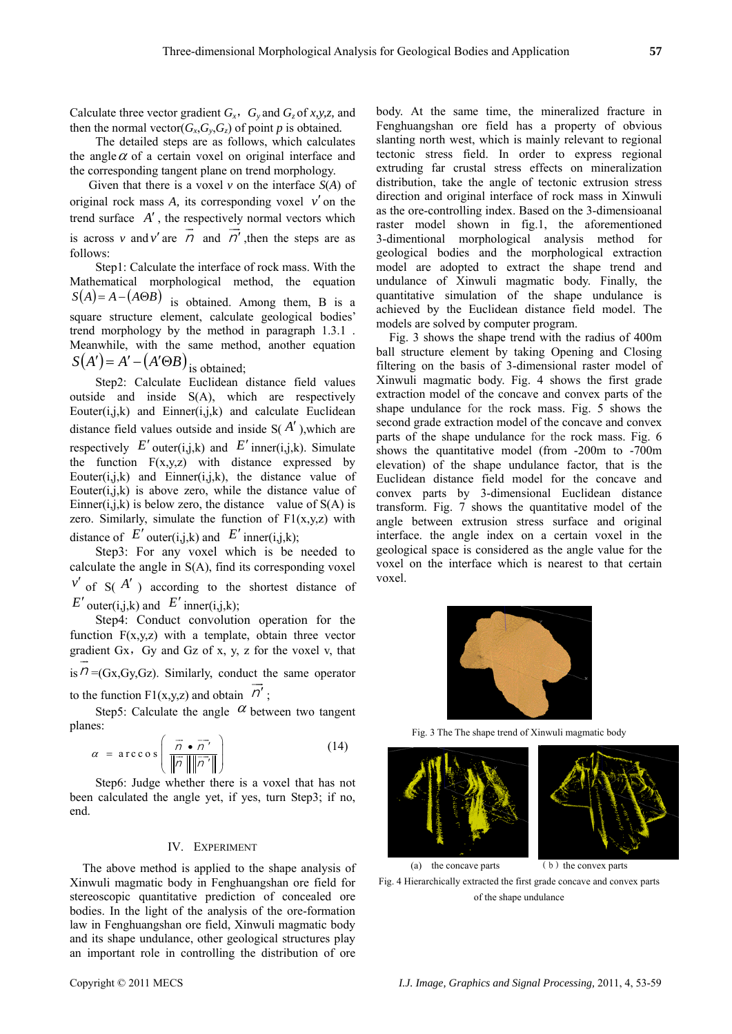Calculate three vector gradient $G_x$, $G_y$ and $G_z$ of $x,y,z$, and then the normal vector($G_x$,$G_y$,$G_z$) of point $p$ is obtained.

The detailed steps are as follows, which calculates the angle $\alpha$ of a certain voxel on original interface and the corresponding tangent plane on trend morphology.

Given that there is a voxel $v$ on the interface $S(A)$ of original rock mass $A$, its corresponding voxel $v'$ on the trend surface $A'$, the respectively normal vectors which is across $v$ and $v'$ are $\vec{n}$ and $\vec{n'}$, then the steps are as follows:

Step1: Calculate the interface of rock mass. With the Mathematical morphological method, the equation $S(A) = A - (A \Theta B)$ is obtained. Among them, B is a square structure element, calculate geological bodies' trend morphology by the method in paragraph 1.3.1 . Meanwhile, with the same method, another equation $S(A') = A' - (A' \Theta B)$ is obtained;

Step2: Calculate Euclidean distance field values outside and inside S(A), which are respectively Eouter(i,j,k) and Einner(i,j,k) and calculate Euclidean distance field values outside and inside S($A'$),which are respectively $E'$outer(i,j,k) and $E'$inner(i,j,k). Simulate the function F(x,y,z) with distance expressed by Eouter(i,j,k) and Einner(i,j,k), the distance value of Eouter(i,j,k) is above zero, while the distance value of Einner(i,j,k) is below zero, the distance value of S(A) is zero. Similarly, simulate the function of F1(x,y,z) with distance of $E'$outer(i,j,k) and $E'$inner(i,j,k);

Step3: For any voxel which is be needed to calculate the angle in S(A), find its corresponding voxel $v'$ of S($A'$) according to the shortest distance of $E'$outer(i,j,k) and $E'$inner(i,j,k);

Step4: Conduct convolution operation for the function F(x,y,z) with a template, obtain three vector gradient Gx，Gy and Gz of x, y, z for the voxel v, that is $\vec{n}$=(Gx,Gy,Gz). Similarly, conduct the same operator to the function F1(x,y,z) and obtain $\vec{n'}$;

Step5: Calculate the angle $\alpha$ between two tangent planes:

$$\alpha = \arccos\left(\frac{\vec{n} \bullet \vec{n'}}{\|\vec{n}\|\|\vec{n'}\|}\right) \tag{14}$$

Step6: Judge whether there is a voxel that has not been calculated the angle yet, if yes, turn Step3; if no, end.

## IV. Experiment

The above method is applied to the shape analysis of Xinwuli magmatic body in Fenghuangshan ore field for stereoscopic quantitative prediction of concealed ore bodies. In the light of the analysis of the ore-formation law in Fenghuangshan ore field, Xinwuli magmatic body and its shape undulance, other geological structures play an important role in controlling the distribution of ore body. At the same time, the mineralized fracture in Fenghuangshan ore field has a property of obvious slanting north west, which is mainly relevant to regional tectonic stress field. In order to express regional extruding far crustal stress effects on mineralization distribution, take the angle of tectonic extrusion stress direction and original interface of rock mass in Xinwuli as the ore-controlling index. Based on the 3-dimensioanal raster model shown in fig.1, the aforementioned 3-dimentional morphological analysis method for geological bodies and the morphological extraction model are adopted to extract the shape trend and undulance of Xinwuli magmatic body. Finally, the quantitative simulation of the shape undulance is achieved by the Euclidean distance field model. The models are solved by computer program.

Fig. 3 shows the shape trend with the radius of 400m ball structure element by taking Opening and Closing filtering on the basis of 3-dimensional raster model of Xinwuli magmatic body. Fig. 4 shows the first grade extraction model of the concave and convex parts of the shape undulance for the rock mass. Fig. 5 shows the second grade extraction model of the concave and convex parts of the shape undulance for the rock mass. Fig. 6 shows the quantitative model (from -200m to -700m elevation) of the shape undulance factor, that is the Euclidean distance field model for the concave and convex parts by 3-dimensional Euclidean distance transform. Fig. 7 shows the quantitative model of the angle between extrusion stress surface and original interface. the angle index on a certain voxel in the geological space is considered as the angle value for the voxel on the interface which is nearest to that certain voxel.

Fig. 3 The The shape trend of Xinwuli magmatic body

(a) the concave parts (b) the convex parts

Fig. 4 Hierarchically extracted the first grade concave and convex parts of the shape undulance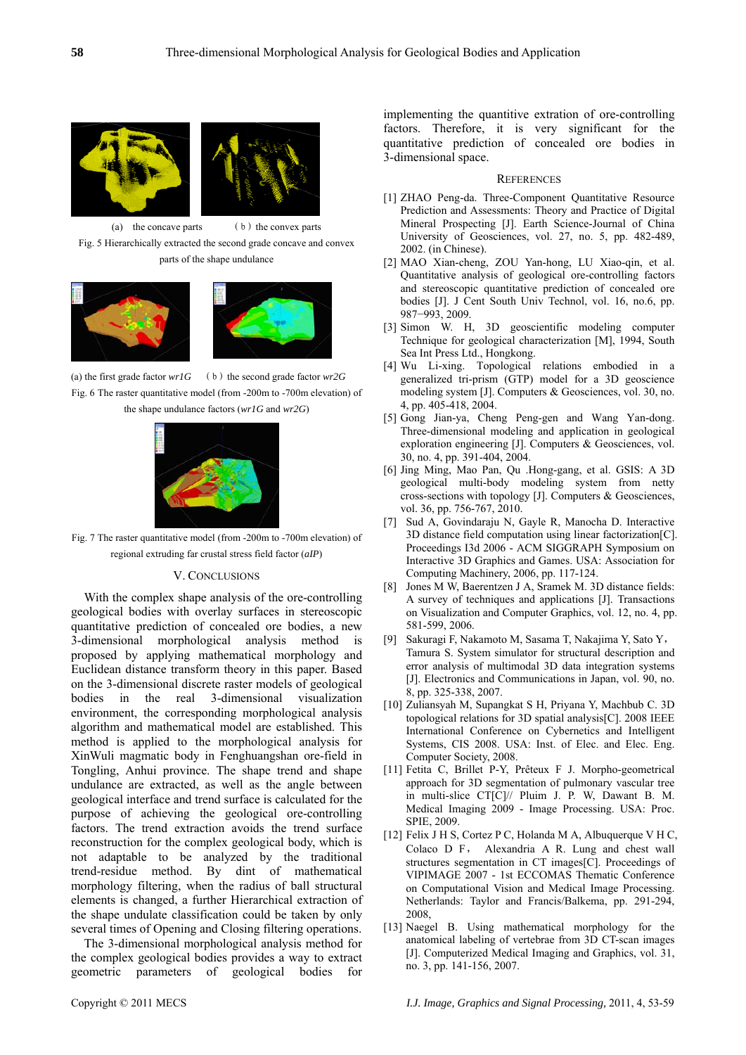(a) the concave parts (b) the convex parts

Fig. 5 Hierarchically extracted the second grade concave and convex parts of the shape undulance

(a) the first grade factor *wr1G* (b) the second grade factor *wr2G*

Fig. 6 The raster quantitative model (from -200m to -700m elevation) of the shape undulance factors (*wr1G* and *wr2G*)

Fig. 7 The raster quantitative model (from -200m to -700m elevation) of regional extruding far crustal stress field factor (*aIP*)

## V. CONCLUSIONS

With the complex shape analysis of the ore-controlling geological bodies with overlay surfaces in stereoscopic quantitative prediction of concealed ore bodies, a new 3-dimensional morphological analysis method is proposed by applying mathematical morphology and Euclidean distance transform theory in this paper. Based on the 3-dimensional discrete raster models of geological bodies in the real 3-dimensional visualization environment, the corresponding morphological analysis algorithm and mathematical model are established. This method is applied to the morphological analysis for XinWuli magmatic body in Fenghuangshan ore-field in Tongling, Anhui province. The shape trend and shape undulance are extracted, as well as the angle between geological interface and trend surface is calculated for the purpose of achieving the geological ore-controlling factors. The trend extraction avoids the trend surface reconstruction for the complex geological body, which is not adaptable to be analyzed by the traditional trend-residue method. By dint of mathematical morphology filtering, when the radius of ball structural elements is changed, a further Hierarchical extraction of the shape undulate classification could be taken by only several times of Opening and Closing filtering operations.

The 3-dimensional morphological analysis method for the complex geological bodies provides a way to extract geometric parameters of geological bodies for implementing the quantitive extraction of ore-controlling factors. Therefore, it is very significant for the quantitative prediction of concealed ore bodies in 3-dimensional space.

## REFERENCES

[1] ZHAO Peng-da. Three-Component Quantitative Resource Prediction and Assessments: Theory and Practice of Digital Mineral Prospecting [J]. Earth Science-Journal of China University of Geosciences, vol. 27, no. 5, pp. 482-489, 2002. (in Chinese).

[2] MAO Xian-cheng, ZOU Yan-hong, LU Xiao-qin, et al. Quantitative analysis of geological ore-controlling factors and stereoscopic quantitative prediction of concealed ore bodies [J]. J Cent South Univ Technol, vol. 16, no.6, pp. 987−993, 2009.

[3] Simon W. H, 3D geoscientific modeling computer Technique for geological characterization [M], 1994, South Sea Int Press Ltd., Hongkong.

[4] Wu Li-xing. Topological relations embodied in a generalized tri-prism (GTP) model for a 3D geoscience modeling system [J]. Computers & Geosciences, vol. 30, no. 4, pp. 405-418, 2004.

[5] Gong Jian-ya, Cheng Peng-gen and Wang Yan-dong. Three-dimensional modeling and application in geological exploration engineering [J]. Computers & Geosciences, vol. 30, no. 4, pp. 391-404, 2004.

[6] Jing Ming, Mao Pan, Qu .Hong-gang, et al. GSIS: A 3D geological multi-body modeling system from netty cross-sections with topology [J]. Computers & Geosciences, vol. 36, pp. 756-767, 2010.

[7] Sud A, Govindaraju N, Gayle R, Manocha D. Interactive 3D distance field computation using linear factorization[C]. Proceedings I3d 2006 - ACM SIGGRAPH Symposium on Interactive 3D Graphics and Games. USA: Association for Computing Machinery, 2006, pp. 117-124.

[8] Jones M W, Baerentzen J A, Sramek M. 3D distance fields: A survey of techniques and applications [J]. Transactions on Visualization and Computer Graphics, vol. 12, no. 4, pp. 581-599, 2006.

[9] Sakuragi F, Nakamoto M, Sasama T, Nakajima Y, Sato Y，Tamura S. System simulator for structural description and error analysis of multimodal 3D data integration systems [J]. Electronics and Communications in Japan, vol. 90, no. 8, pp. 325-338, 2007.

[10] Zuliansyah M, Supangkat S H, Priyana Y, Machbub C. 3D topological relations for 3D spatial analysis[C]. 2008 IEEE International Conference on Cybernetics and Intelligent Systems, CIS 2008. USA: Inst. of Elec. and Elec. Eng. Computer Society, 2008.

[11] Fetita C, Brillet P-Y, Prêteux F J. Morpho-geometrical approach for 3D segmentation of pulmonary vascular tree in multi-slice CT[C]// Pluim J. P. W, Dawant B. M. Medical Imaging 2009 - Image Processing. USA: Proc. SPIE, 2009.

[12] Felix J H S, Cortez P C, Holanda M A, Albuquerque V H C, Colaco D F， Alexandria A R. Lung and chest wall structures segmentation in CT images[C]. Proceedings of VIPIMAGE 2007 - 1st ECCOMAS Thematic Conference on Computational Vision and Medical Image Processing. Netherlands: Taylor and Francis/Balkema, pp. 291-294, 2008,

[13] Naegel B. Using mathematical morphology for the anatomical labeling of vertebrae from 3D CT-scan images [J]. Computerized Medical Imaging and Graphics, vol. 31, no. 3, pp. 141-156, 2007.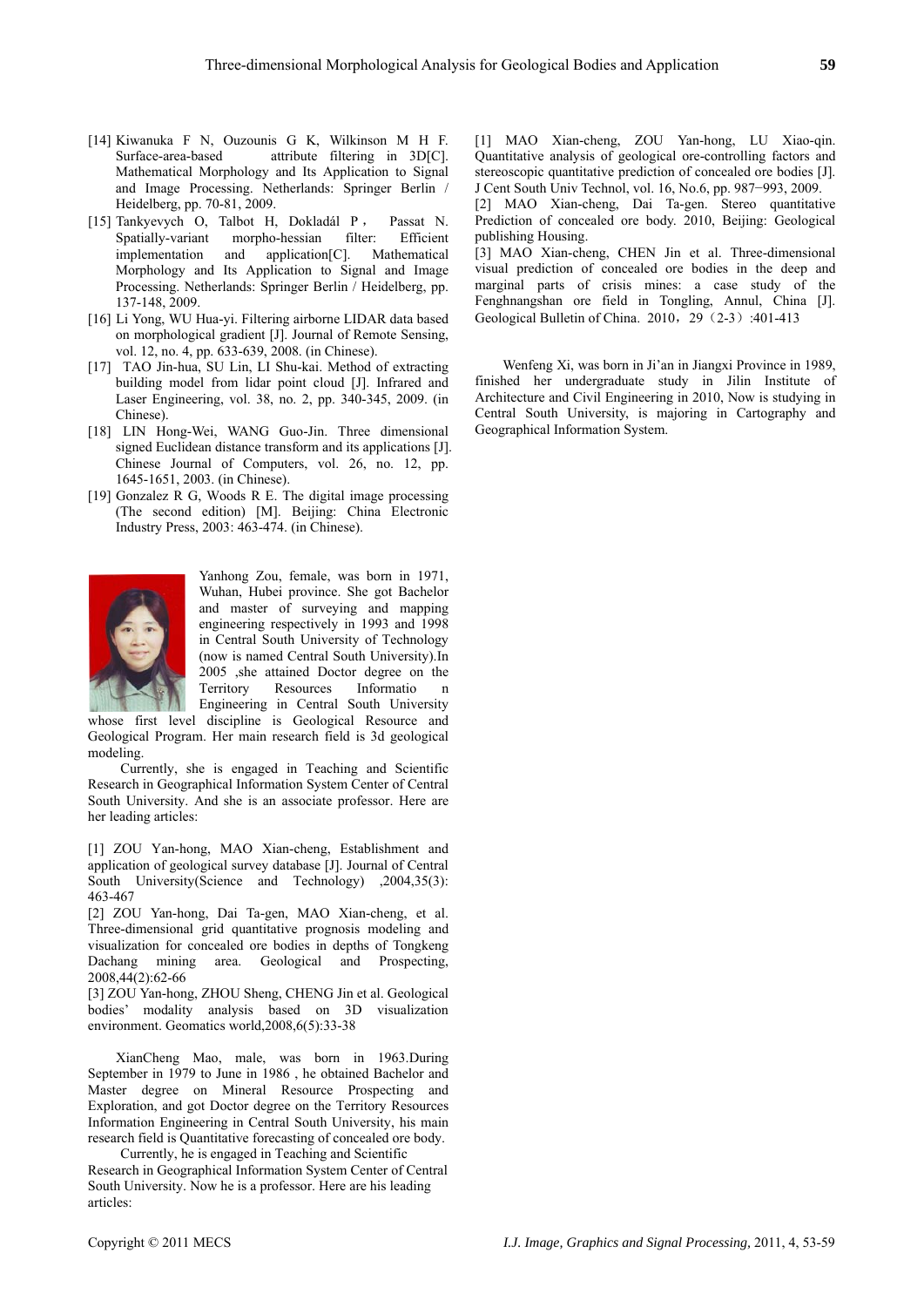[14] Kiwanuka F N, Ouzounis G K, Wilkinson M H F. Surface-area-based attribute filtering in 3D[C]. Mathematical Morphology and Its Application to Signal and Image Processing. Netherlands: Springer Berlin / Heidelberg, pp. 70-81, 2009.

[15] Tankyevych O, Talbot H, Dokladál P， Passat N. Spatially-variant morpho-hessian filter: Efficient implementation and application[C]. Mathematical Morphology and Its Application to Signal and Image Processing. Netherlands: Springer Berlin / Heidelberg, pp. 137-148, 2009.

[16] Li Yong, WU Hua-yi. Filtering airborne LIDAR data based on morphological gradient [J]. Journal of Remote Sensing, vol. 12, no. 4, pp. 633-639, 2008. (in Chinese).

[17] TAO Jin-hua, SU Lin, LI Shu-kai. Method of extracting building model from lidar point cloud [J]. Infrared and Laser Engineering, vol. 38, no. 2, pp. 340-345, 2009. (in Chinese).

[18] LIN Hong-Wei, WANG Guo-Jin. Three dimensional signed Euclidean distance transform and its applications [J]. Chinese Journal of Computers, vol. 26, no. 12, pp. 1645-1651, 2003. (in Chinese).

[19] Gonzalez R G, Woods R E. The digital image processing (The second edition) [M]. Beijing: China Electronic Industry Press, 2003: 463-474. (in Chinese).

Yanhong Zou, female, was born in 1971, Wuhan, Hubei province. She got Bachelor and master of surveying and mapping engineering respectively in 1993 and 1998 in Central South University of Technology (now is named Central South University).In 2005 ,she attained Doctor degree on the Territory Resources Informatio n Engineering in Central South University whose first level discipline is Geological Resource and Geological Program. Her main research field is 3d geological modeling.

Currently, she is engaged in Teaching and Scientific Research in Geographical Information System Center of Central South University. And she is an associate professor. Here are her leading articles:

[1] ZOU Yan-hong, MAO Xian-cheng, Establishment and application of geological survey database [J]. Journal of Central South University(Science and Technology) ,2004,35(3): 463-467

[2] ZOU Yan-hong, Dai Ta-gen, MAO Xian-cheng, et al. Three-dimensional grid quantitative prognosis modeling and visualization for concealed ore bodies in depths of Tongkeng Dachang mining area. Geological and Prospecting, 2008,44(2):62-66

[3] ZOU Yan-hong, ZHOU Sheng, CHENG Jin et al. Geological bodies' modality analysis based on 3D visualization environment. Geomatics world,2008,6(5):33-38

XianCheng Mao, male, was born in 1963.During September in 1979 to June in 1986 , he obtained Bachelor and Master degree on Mineral Resource Prospecting and Exploration, and got Doctor degree on the Territory Resources Information Engineering in Central South University, his main research field is Quantitative forecasting of concealed ore body.

Currently, he is engaged in Teaching and Scientific Research in Geographical Information System Center of Central South University. Now he is a professor. Here are his leading articles:

[1] MAO Xian-cheng, ZOU Yan-hong, LU Xiao-qin. Quantitative analysis of geological ore-controlling factors and stereoscopic quantitative prediction of concealed ore bodies [J]. J Cent South Univ Technol, vol. 16, No.6, pp. 987−993, 2009.

[2] MAO Xian-cheng, Dai Ta-gen. Stereo quantitative Prediction of concealed ore body. 2010, Beijing: Geological publishing Housing.

[3] MAO Xian-cheng, CHEN Jin et al. Three-dimensional visual prediction of concealed ore bodies in the deep and marginal parts of crisis mines: a case study of the Fenghnangshan ore field in Tongling, Annul, China [J]. Geological Bulletin of China. 2010，29（2-3）:401-413

Wenfeng Xi, was born in Ji'an in Jiangxi Province in 1989, finished her undergraduate study in Jilin Institute of Architecture and Civil Engineering in 2010, Now is studying in Central South University, is majoring in Cartography and Geographical Information System.